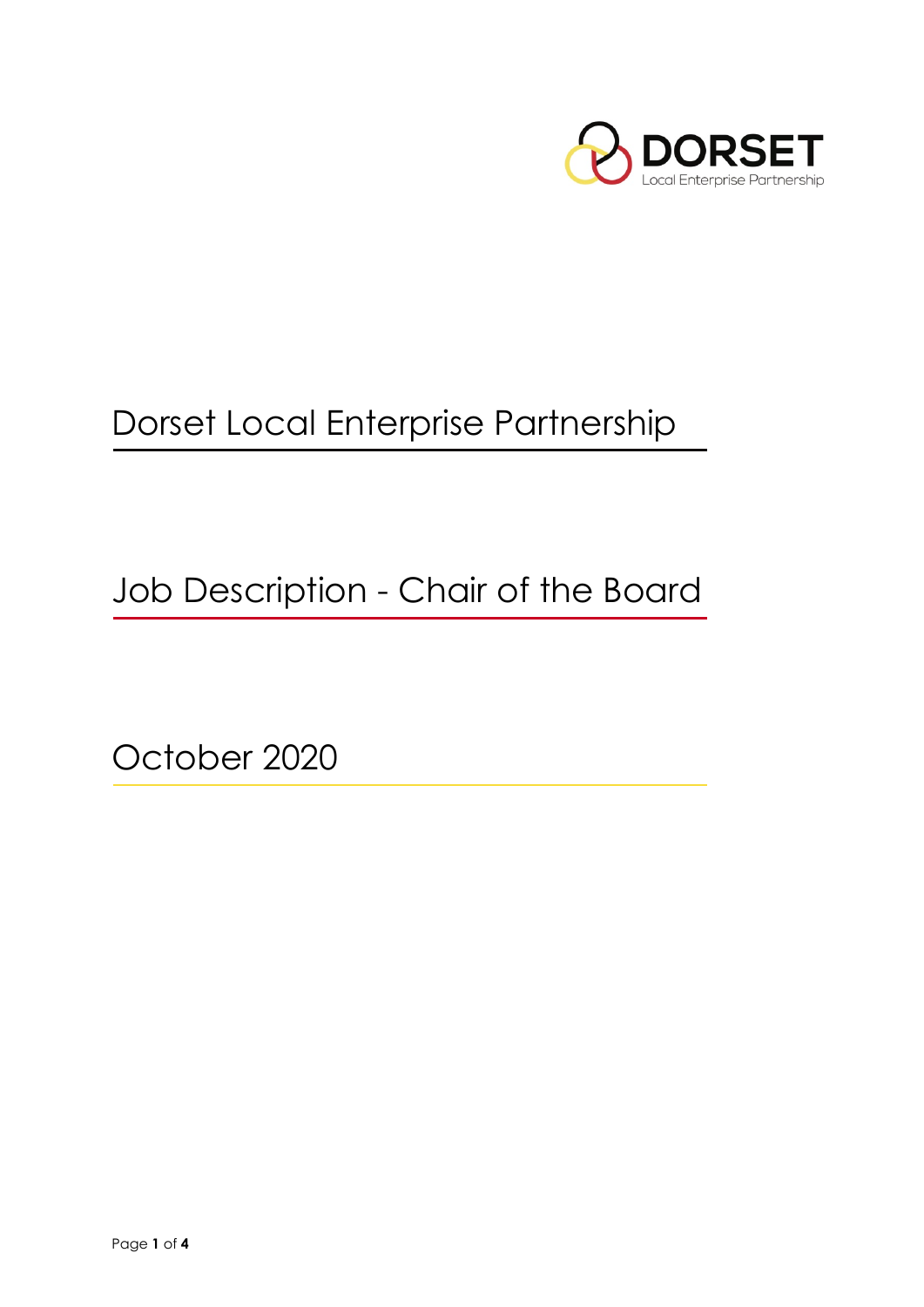DORSET
Local Enterprise Partnership

# Dorset Local Enterprise Partnership

## Job Description - Chair of the Board

October 2020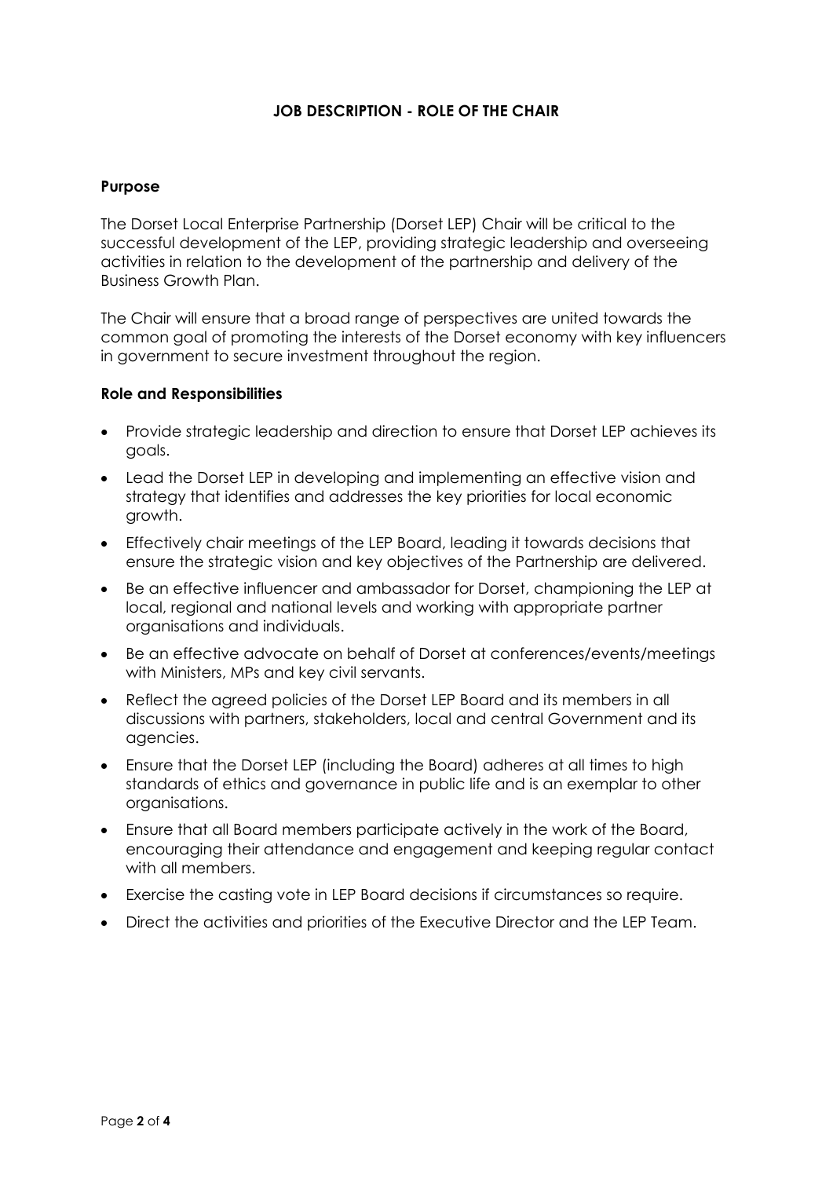# JOB DESCRIPTION - ROLE OF THE CHAIR

## Purpose

The Dorset Local Enterprise Partnership (Dorset LEP) Chair will be critical to the successful development of the LEP, providing strategic leadership and overseeing activities in relation to the development of the partnership and delivery of the Business Growth Plan.

The Chair will ensure that a broad range of perspectives are united towards the common goal of promoting the interests of the Dorset economy with key influencers in government to secure investment throughout the region.

## Role and Responsibilities

- Provide strategic leadership and direction to ensure that Dorset LEP achieves its goals.
- Lead the Dorset LEP in developing and implementing an effective vision and strategy that identifies and addresses the key priorities for local economic growth.
- Effectively chair meetings of the LEP Board, leading it towards decisions that ensure the strategic vision and key objectives of the Partnership are delivered.
- Be an effective influencer and ambassador for Dorset, championing the LEP at local, regional and national levels and working with appropriate partner organisations and individuals.
- Be an effective advocate on behalf of Dorset at conferences/events/meetings with Ministers, MPs and key civil servants.
- Reflect the agreed policies of the Dorset LEP Board and its members in all discussions with partners, stakeholders, local and central Government and its agencies.
- Ensure that the Dorset LEP (including the Board) adheres at all times to high standards of ethics and governance in public life and is an exemplar to other organisations.
- Ensure that all Board members participate actively in the work of the Board, encouraging their attendance and engagement and keeping regular contact with all members.
- Exercise the casting vote in LEP Board decisions if circumstances so require.
- Direct the activities and priorities of the Executive Director and the LEP Team.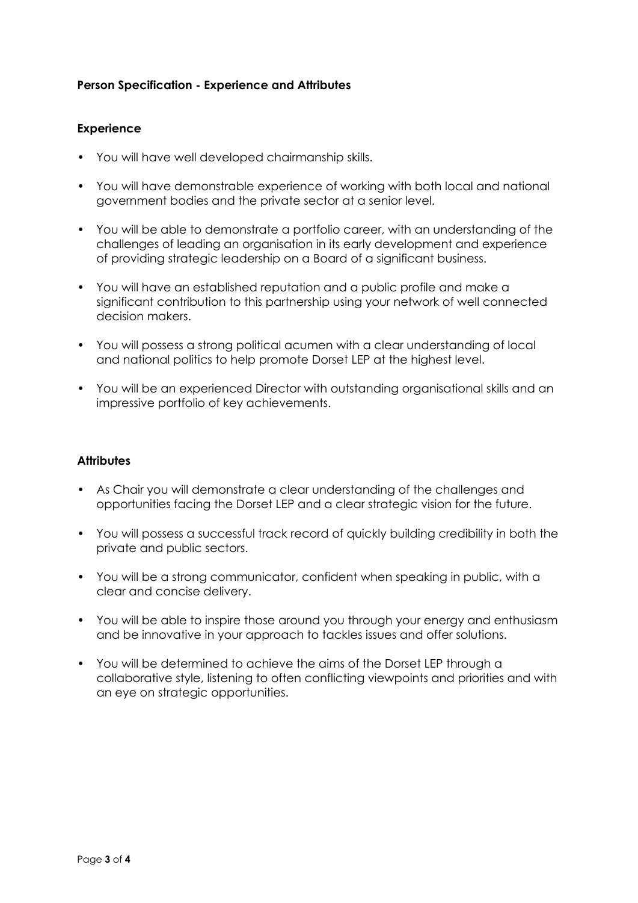**Person Specification - Experience and Attributes**

**Experience**

- You will have well developed chairmanship skills.
- You will have demonstrable experience of working with both local and national government bodies and the private sector at a senior level.
- You will be able to demonstrate a portfolio career, with an understanding of the challenges of leading an organisation in its early development and experience of providing strategic leadership on a Board of a significant business.
- You will have an established reputation and a public profile and make a significant contribution to this partnership using your network of well connected decision makers.
- You will possess a strong political acumen with a clear understanding of local and national politics to help promote Dorset LEP at the highest level.
- You will be an experienced Director with outstanding organisational skills and an impressive portfolio of key achievements.

**Attributes**

- As Chair you will demonstrate a clear understanding of the challenges and opportunities facing the Dorset LEP and a clear strategic vision for the future.
- You will possess a successful track record of quickly building credibility in both the private and public sectors.
- You will be a strong communicator, confident when speaking in public, with a clear and concise delivery.
- You will be able to inspire those around you through your energy and enthusiasm and be innovative in your approach to tackles issues and offer solutions.
- You will be determined to achieve the aims of the Dorset LEP through a collaborative style, listening to often conflicting viewpoints and priorities and with an eye on strategic opportunities.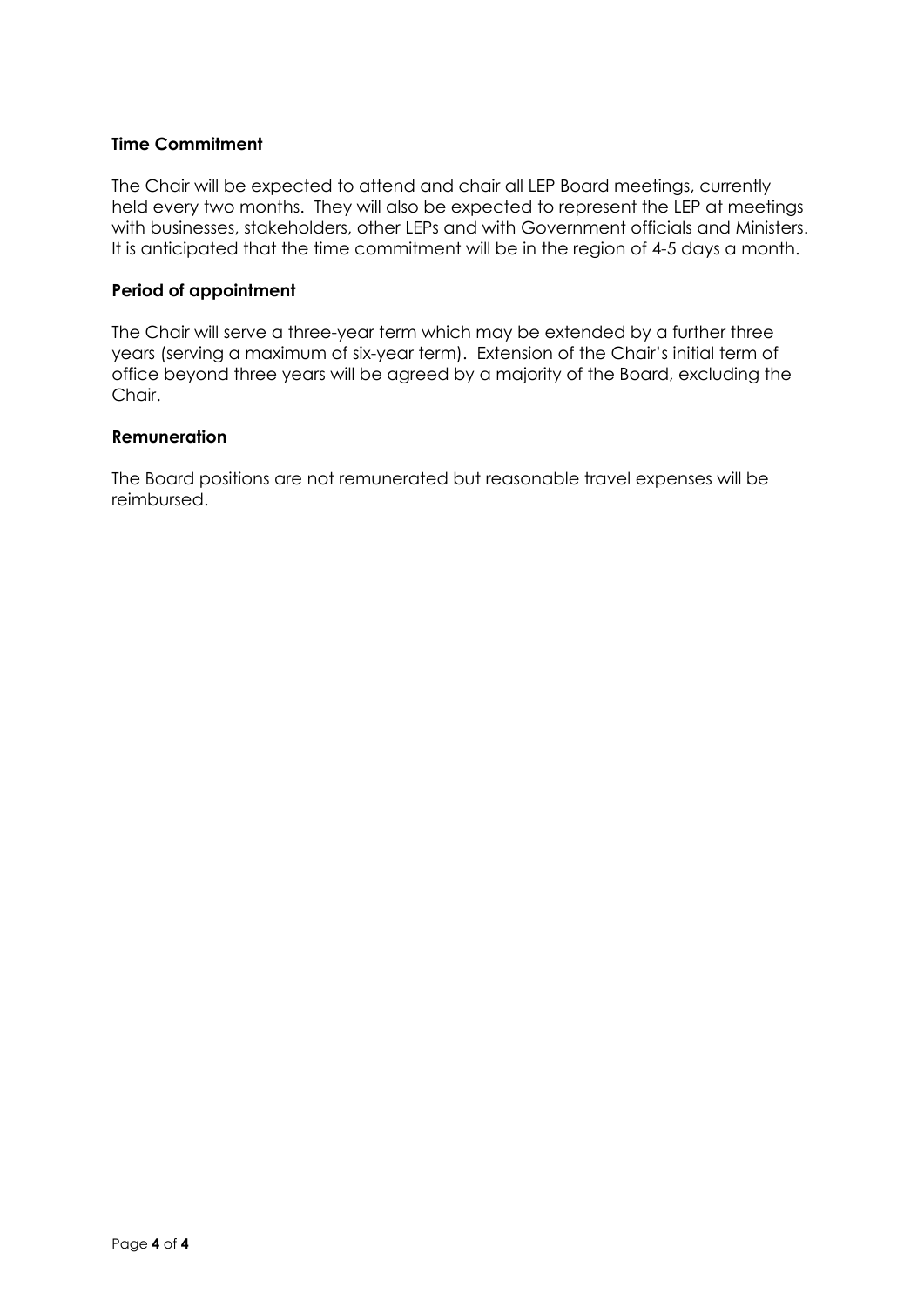**Time Commitment**

The Chair will be expected to attend and chair all LEP Board meetings, currently held every two months. They will also be expected to represent the LEP at meetings with businesses, stakeholders, other LEPs and with Government officials and Ministers. It is anticipated that the time commitment will be in the region of 4-5 days a month.

**Period of appointment**

The Chair will serve a three-year term which may be extended by a further three years (serving a maximum of six-year term). Extension of the Chair's initial term of office beyond three years will be agreed by a majority of the Board, excluding the Chair.

**Remuneration**

The Board positions are not remunerated but reasonable travel expenses will be reimbursed.